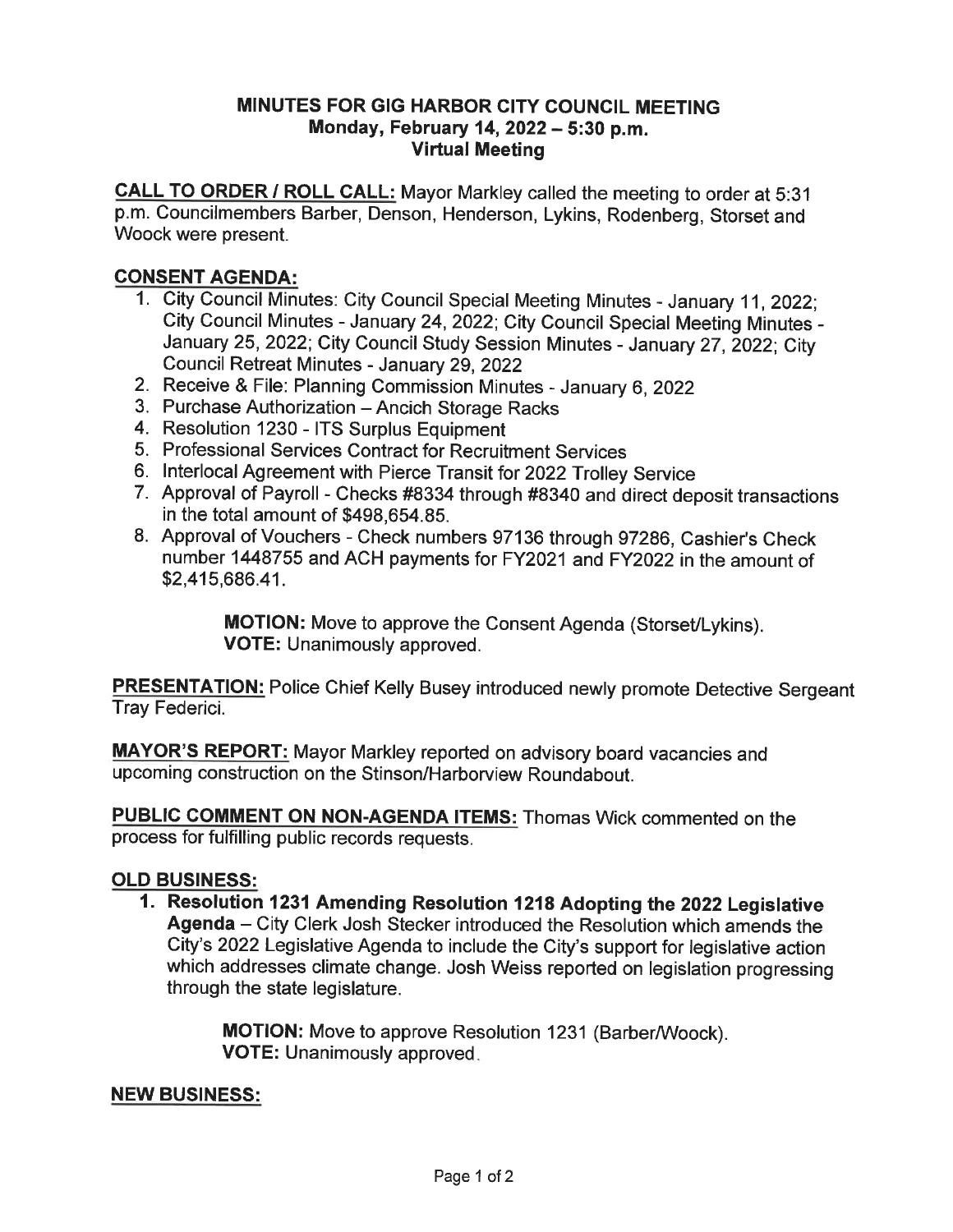# MINUTES FOR GIG HARBOR CITY COUNCIL MEETING
## Monday, February 14, 2022 – 5:30 p.m.
## Virtual Meeting

**CALL TO ORDER / ROLL CALL:** Mayor Markley called the meeting to order at 5:31 p.m. Councilmembers Barber, Denson, Henderson, Lykins, Rodenberg, Storset and Woock were present.

**CONSENT AGENDA:**

1. City Council Minutes: City Council Special Meeting Minutes - January 11, 2022; City Council Minutes - January 24, 2022; City Council Special Meeting Minutes - January 25, 2022; City Council Study Session Minutes - January 27, 2022; City Council Retreat Minutes - January 29, 2022
2. Receive & File: Planning Commission Minutes - January 6, 2022
3. Purchase Authorization – Ancich Storage Racks
4. Resolution 1230 - ITS Surplus Equipment
5. Professional Services Contract for Recruitment Services
6. Interlocal Agreement with Pierce Transit for 2022 Trolley Service
7. Approval of Payroll - Checks #8334 through #8340 and direct deposit transactions in the total amount of $498,654.85.
8. Approval of Vouchers - Check numbers 97136 through 97286, Cashier's Check number 1448755 and ACH payments for FY2021 and FY2022 in the amount of $2,415,686.41.

> **MOTION:** Move to approve the Consent Agenda (Storset/Lykins).
> **VOTE:** Unanimously approved.

**PRESENTATION:** Police Chief Kelly Busey introduced newly promote Detective Sergeant Tray Federici.

**MAYOR'S REPORT:** Mayor Markley reported on advisory board vacancies and upcoming construction on the Stinson/Harborview Roundabout.

**PUBLIC COMMENT ON NON-AGENDA ITEMS:** Thomas Wick commented on the process for fulfilling public records requests.

**OLD BUSINESS:**

1. **Resolution 1231 Amending Resolution 1218 Adopting the 2022 Legislative Agenda** – City Clerk Josh Stecker introduced the Resolution which amends the City's 2022 Legislative Agenda to include the City's support for legislative action which addresses climate change. Josh Weiss reported on legislation progressing through the state legislature.

> **MOTION:** Move to approve Resolution 1231 (Barber/Woock).
> **VOTE:** Unanimously approved.

**NEW BUSINESS:**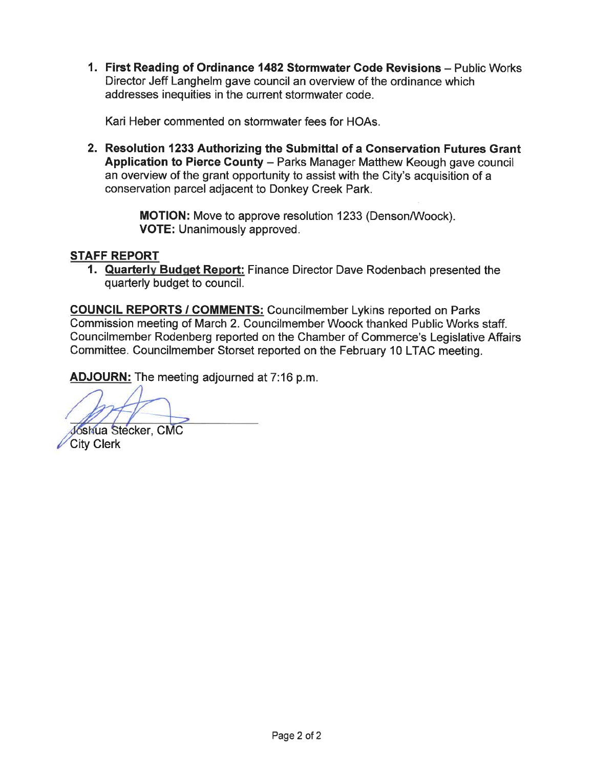1. **First Reading of Ordinance 1482 Stormwater Code Revisions** – Public Works Director Jeff Langhelm gave council an overview of the ordinance which addresses inequities in the current stormwater code.

   Kari Heber commented on stormwater fees for HOAs.

2. **Resolution 1233 Authorizing the Submittal of a Conservation Futures Grant Application to Pierce County** – Parks Manager Matthew Keough gave council an overview of the grant opportunity to assist with the City's acquisition of a conservation parcel adjacent to Donkey Creek Park.

   **MOTION:** Move to approve resolution 1233 (Denson/Woock).
   **VOTE:** Unanimously approved.

**STAFF REPORT**

1. **Quarterly Budget Report:** Finance Director Dave Rodenbach presented the quarterly budget to council.

**COUNCIL REPORTS / COMMENTS:** Councilmember Lykins reported on Parks Commission meeting of March 2. Councilmember Woock thanked Public Works staff. Councilmember Rodenberg reported on the Chamber of Commerce's Legislative Affairs Committee. Councilmember Storset reported on the February 10 LTAC meeting.

**ADJOURN:** The meeting adjourned at 7:16 p.m.

Joshua Stecker, CMC
City Clerk